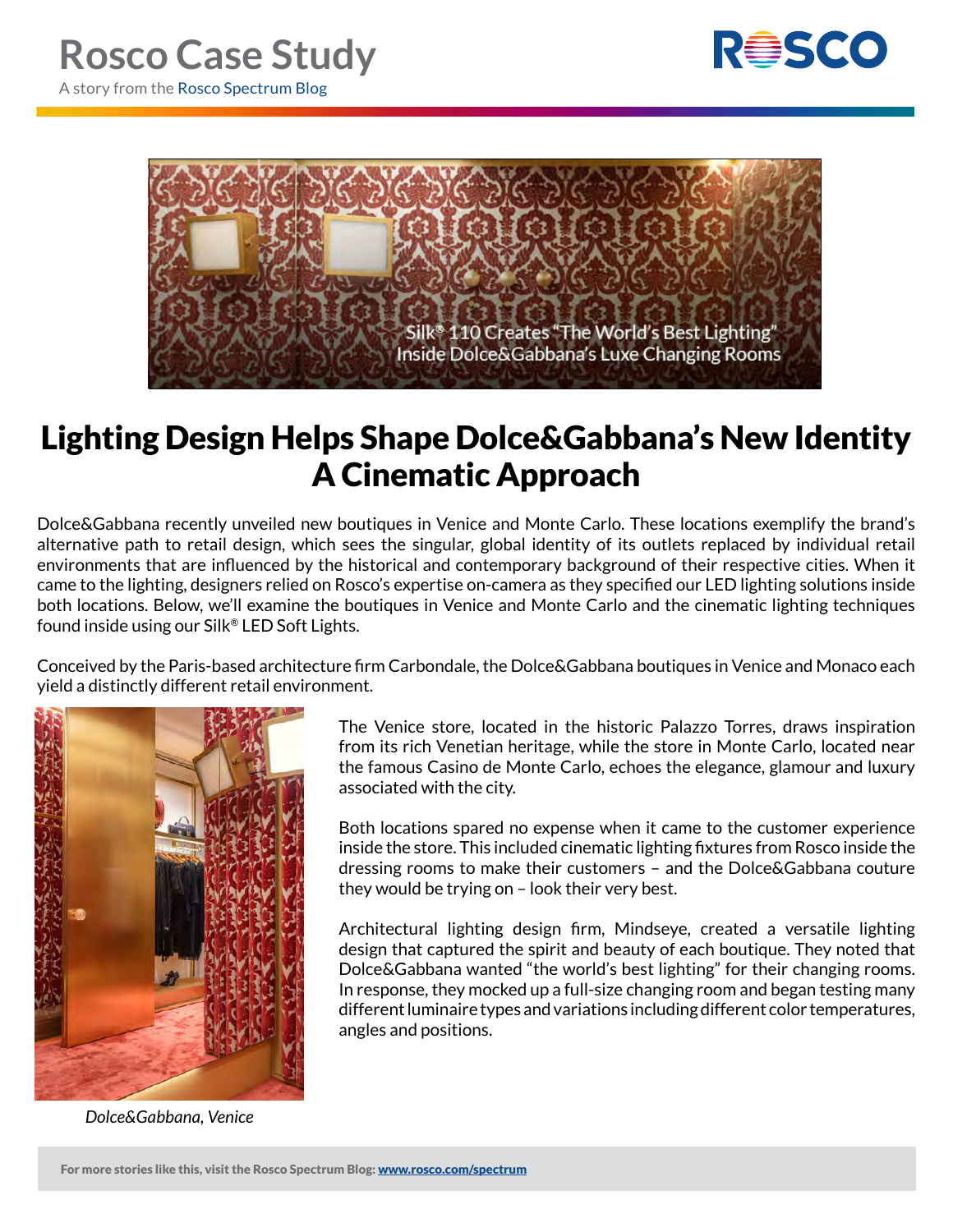# Rosco Case Study

A story from the Rosco Spectrum Blog

Silk® 110 Creates "The World's Best Lighting" Inside Dolce&Gabbana's Luxe Changing Rooms

## Lighting Design Helps Shape Dolce&Gabbana's New Identity A Cinematic Approach

Dolce&Gabbana recently unveiled new boutiques in Venice and Monte Carlo. These locations exemplify the brand's alternative path to retail design, which sees the singular, global identity of its outlets replaced by individual retail environments that are influenced by the historical and contemporary background of their respective cities. When it came to the lighting, designers relied on Rosco's expertise on-camera as they specified our LED lighting solutions inside both locations. Below, we'll examine the boutiques in Venice and Monte Carlo and the cinematic lighting techniques found inside using our Silk® LED Soft Lights.

Conceived by the Paris-based architecture firm Carbondale, the Dolce&Gabbana boutiques in Venice and Monaco each yield a distinctly different retail environment.

*Dolce&Gabbana, Venice*

The Venice store, located in the historic Palazzo Torres, draws inspiration from its rich Venetian heritage, while the store in Monte Carlo, located near the famous Casino de Monte Carlo, echoes the elegance, glamour and luxury associated with the city.

Both locations spared no expense when it came to the customer experience inside the store. This included cinematic lighting fixtures from Rosco inside the dressing rooms to make their customers – and the Dolce&Gabbana couture they would be trying on – look their very best.

Architectural lighting design firm, Mindseye, created a versatile lighting design that captured the spirit and beauty of each boutique. They noted that Dolce&Gabbana wanted "the world's best lighting" for their changing rooms. In response, they mocked up a full-size changing room and began testing many different luminaire types and variations including different color temperatures, angles and positions.

**For more stories like this, visit the Rosco Spectrum Blog: www.rosco.com/spectrum**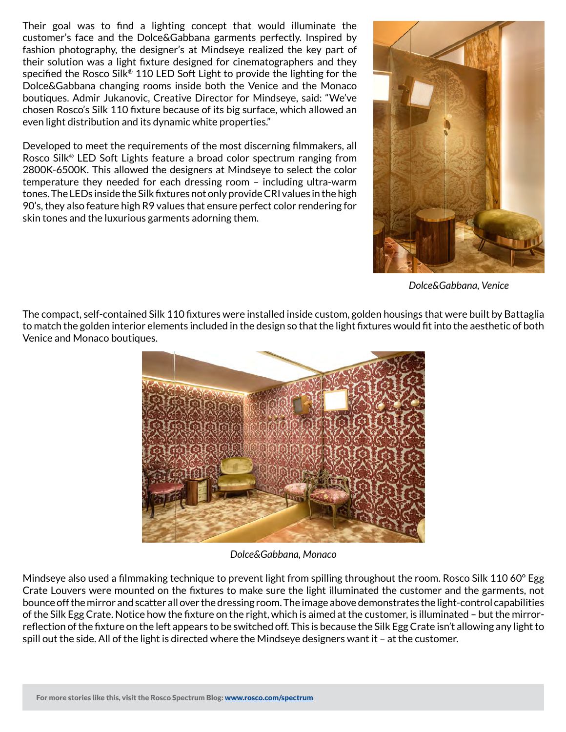Their goal was to find a lighting concept that would illuminate the customer's face and the Dolce&Gabbana garments perfectly. Inspired by fashion photography, the designer's at Mindseye realized the key part of their solution was a light fixture designed for cinematographers and they specified the Rosco Silk® 110 LED Soft Light to provide the lighting for the Dolce&Gabbana changing rooms inside both the Venice and the Monaco boutiques. Admir Jukanovic, Creative Director for Mindseye, said: "We've chosen Rosco's Silk 110 fixture because of its big surface, which allowed an even light distribution and its dynamic white properties."

Developed to meet the requirements of the most discerning filmmakers, all Rosco Silk® LED Soft Lights feature a broad color spectrum ranging from 2800K-6500K. This allowed the designers at Mindseye to select the color temperature they needed for each dressing room – including ultra-warm tones. The LEDs inside the Silk fixtures not only provide CRI values in the high 90's, they also feature high R9 values that ensure perfect color rendering for skin tones and the luxurious garments adorning them.

*Dolce&Gabbana, Venice*

The compact, self-contained Silk 110 fixtures were installed inside custom, golden housings that were built by Battaglia to match the golden interior elements included in the design so that the light fixtures would fit into the aesthetic of both Venice and Monaco boutiques.

*Dolce&Gabbana, Monaco*

Mindseye also used a filmmaking technique to prevent light from spilling throughout the room. Rosco Silk 110 60º Egg Crate Louvers were mounted on the fixtures to make sure the light illuminated the customer and the garments, not bounce off the mirror and scatter all over the dressing room. The image above demonstrates the light-control capabilities of the Silk Egg Crate. Notice how the fixture on the right, which is aimed at the customer, is illuminated – but the mirror-reflection of the fixture on the left appears to be switched off. This is because the Silk Egg Crate isn't allowing any light to spill out the side. All of the light is directed where the Mindseye designers want it – at the customer.

**For more stories like this, visit the Rosco Spectrum Blog: [www.rosco.com/spectrum](www.rosco.com/spectrum)**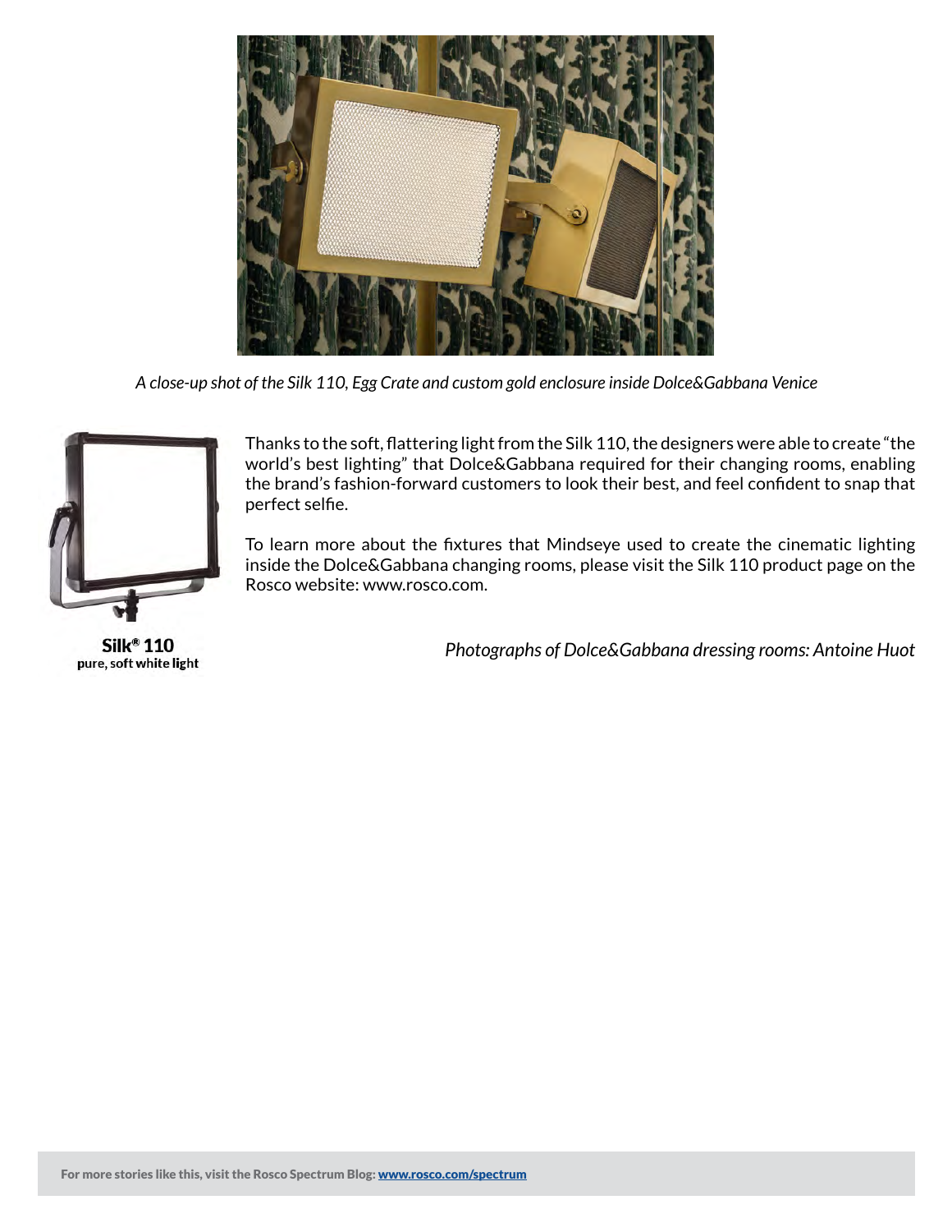*A close-up shot of the Silk 110, Egg Crate and custom gold enclosure inside Dolce&Gabbana Venice*

**Silk® 110**
**pure, soft white light**

Thanks to the soft, flattering light from the Silk 110, the designers were able to create "the world's best lighting" that Dolce&Gabbana required for their changing rooms, enabling the brand's fashion-forward customers to look their best, and feel confident to snap that perfect selfie.

To learn more about the fixtures that Mindseye used to create the cinematic lighting inside the Dolce&Gabbana changing rooms, please visit the Silk 110 product page on the Rosco website: www.rosco.com.

*Photographs of Dolce&Gabbana dressing rooms: Antoine Huot*

**For more stories like this, visit the Rosco Spectrum Blog: [www.rosco.com/spectrum](www.rosco.com/spectrum)**